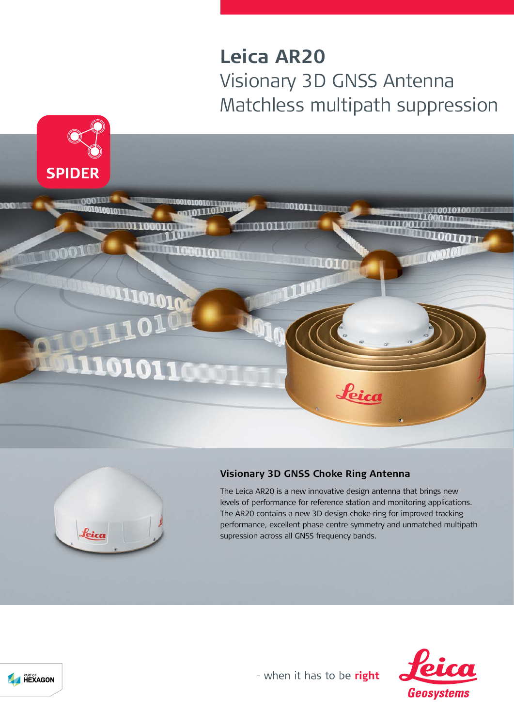# Leica AR20

Visionary 3D GNSS Antenna
Matchless multipath suppression

SPIDER

### Visionary 3D GNSS Choke Ring Antenna

The Leica AR20 is a new innovative design antenna that brings new levels of performance for reference station and monitoring applications. The AR20 contains a new 3D design choke ring for improved tracking performance, excellent phase centre symmetry and unmatched multipath supression across all GNSS frequency bands.

PART OF HEXAGON

- when it has to be **right**

Leica Geosystems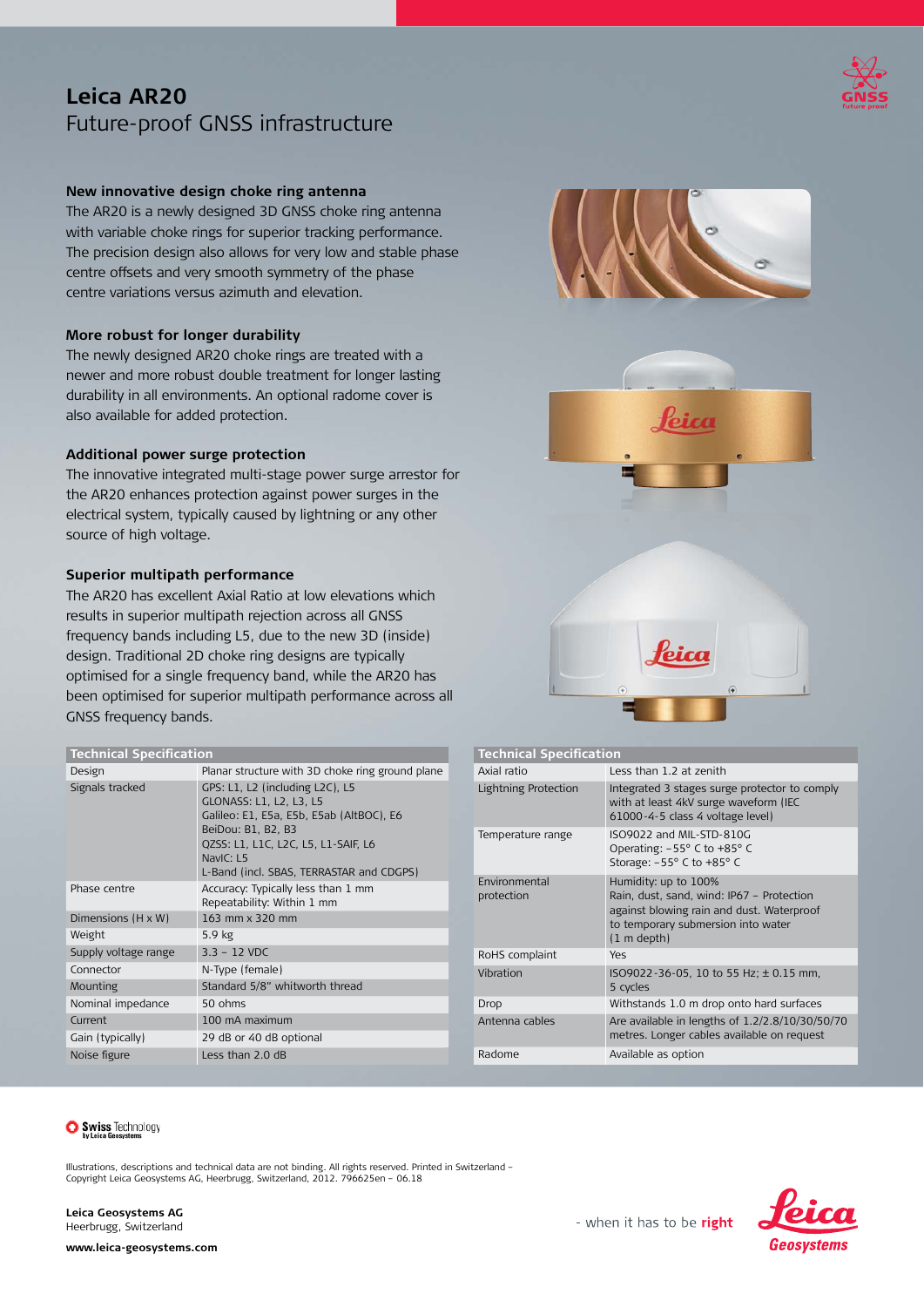# Leica AR20

## Future-proof GNSS infrastructure

### New innovative design choke ring antenna

The AR20 is a newly designed 3D GNSS choke ring antenna with variable choke rings for superior tracking performance. The precision design also allows for very low and stable phase centre offsets and very smooth symmetry of the phase centre variations versus azimuth and elevation.

### More robust for longer durability

The newly designed AR20 choke rings are treated with a newer and more robust double treatment for longer lasting durability in all environments. An optional radome cover is also available for added protection.

### Additional power surge protection

The innovative integrated multi-stage power surge arrestor for the AR20 enhances protection against power surges in the electrical system, typically caused by lightning or any other source of high voltage.

### Superior multipath performance

The AR20 has excellent Axial Ratio at low elevations which results in superior multipath rejection across all GNSS frequency bands including L5, due to the new 3D (inside) design. Traditional 2D choke ring designs are typically optimised for a single frequency band, while the AR20 has been optimised for superior multipath performance across all GNSS frequency bands.

| Technical Specification | |
|---|---|
| Design | Planar structure with 3D choke ring ground plane |
| Signals tracked | GPS: L1, L2 (including L2C), L5<br>GLONASS: L1, L2, L3, L5<br>Galileo: E1, E5a, E5b, E5ab (AltBOC), E6<br>BeiDou: B1, B2, B3<br>QZSS: L1, L1C, L2C, L5, L1-SAIF, L6<br>NavIC: L5<br>L-Band (incl. SBAS, TERRASTAR and CDGPS) |
| Phase centre | Accuracy: Typically less than 1 mm<br>Repeatability: Within 1 mm |
| Dimensions (H x W) | 163 mm x 320 mm |
| Weight | 5.9 kg |
| Supply voltage range | 3.3 – 12 VDC |
| Connector | N-Type (female) |
| Mounting | Standard 5/8" whitworth thread |
| Nominal impedance | 50 ohms |
| Current | 100 mA maximum |
| Gain (typically) | 29 dB or 40 dB optional |
| Noise figure | Less than 2.0 dB |

| Technical Specification | |
|---|---|
| Axial ratio | Less than 1.2 at zenith |
| Lightning Protection | Integrated 3 stages surge protector to comply with at least 4kV surge waveform (IEC 61000-4-5 class 4 voltage level) |
| Temperature range | ISO9022 and MIL-STD-810G<br>Operating: –55° C to +85° C<br>Storage: –55° C to +85° C |
| Environmental protection | Humidity: up to 100%<br>Rain, dust, sand, wind: IP67 – Protection against blowing rain and dust. Waterproof to temporary submersion into water (1 m depth) |
| RoHS complaint | Yes |
| Vibration | ISO9022-36-05, 10 to 55 Hz; ± 0.15 mm, 5 cycles |
| Drop | Withstands 1.0 m drop onto hard surfaces |
| Antenna cables | Are available in lengths of 1.2/2.8/10/30/50/70 metres. Longer cables available on request |
| Radome | Available as option |

Swiss Technology by Leica Geosystems

Illustrations, descriptions and technical data are not binding. All rights reserved. Printed in Switzerland – Copyright Leica Geosystems AG, Heerbrugg, Switzerland, 2012. 796625en – 06.18

**Leica Geosystems AG**
Heerbrugg, Switzerland

**www.leica-geosystems.com**

- when it has to be **right**

Leica Geosystems